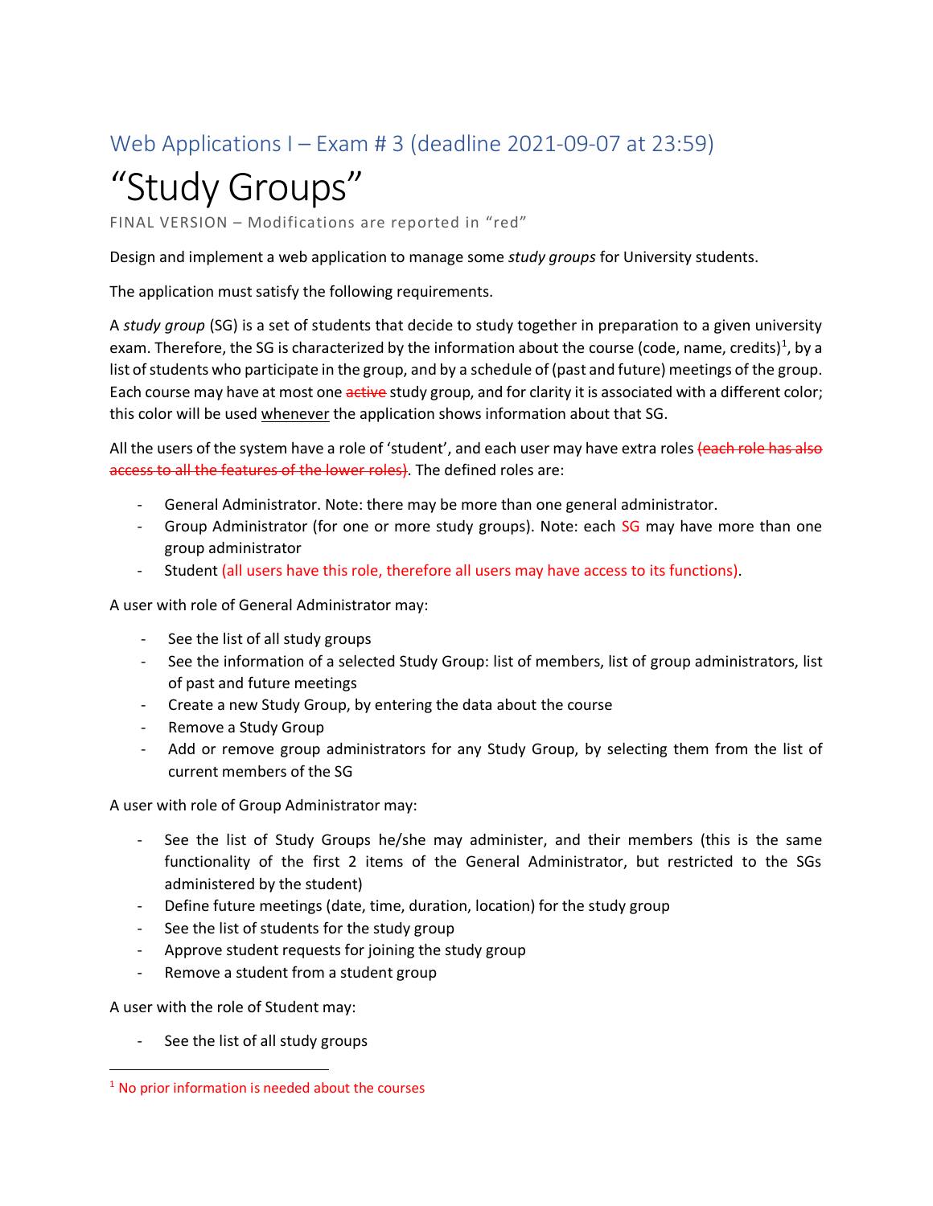## Web Applications I – Exam # 3 (deadline 2021-09-07 at 23:59)

# "Study Groups"

FINAL VERSION – Modifications are reported in "red"

Design and implement a web application to manage some *study groups* for University students.

The application must satisfy the following requirements.

A *study group* (SG) is a set of students that decide to study together in preparation to a given university exam. Therefore, the SG is characterized by the information about the course (code, name, credits)[1], by a list of students who participate in the group, and by a schedule of (past and future) meetings of the group. Each course may have at most one ~~active~~ study group, and for clarity it is associated with a different color; this color will be used <u>whenever</u> the application shows information about that SG.

All the users of the system have a role of 'student', and each user may have extra roles ~~(each role has also access to all the features of the lower roles)~~. The defined roles are:

- General Administrator. Note: there may be more than one general administrator.
- Group Administrator (for one or more study groups). Note: each SG may have more than one group administrator
- Student (all users have this role, therefore all users may have access to its functions).

A user with role of General Administrator may:

- See the list of all study groups
- See the information of a selected Study Group: list of members, list of group administrators, list of past and future meetings
- Create a new Study Group, by entering the data about the course
- Remove a Study Group
- Add or remove group administrators for any Study Group, by selecting them from the list of current members of the SG

A user with role of Group Administrator may:

- See the list of Study Groups he/she may administer, and their members (this is the same functionality of the first 2 items of the General Administrator, but restricted to the SGs administered by the student)
- Define future meetings (date, time, duration, location) for the study group
- See the list of students for the study group
- Approve student requests for joining the study group
- Remove a student from a student group

A user with the role of Student may:

- See the list of all study groups

[1] No prior information is needed about the courses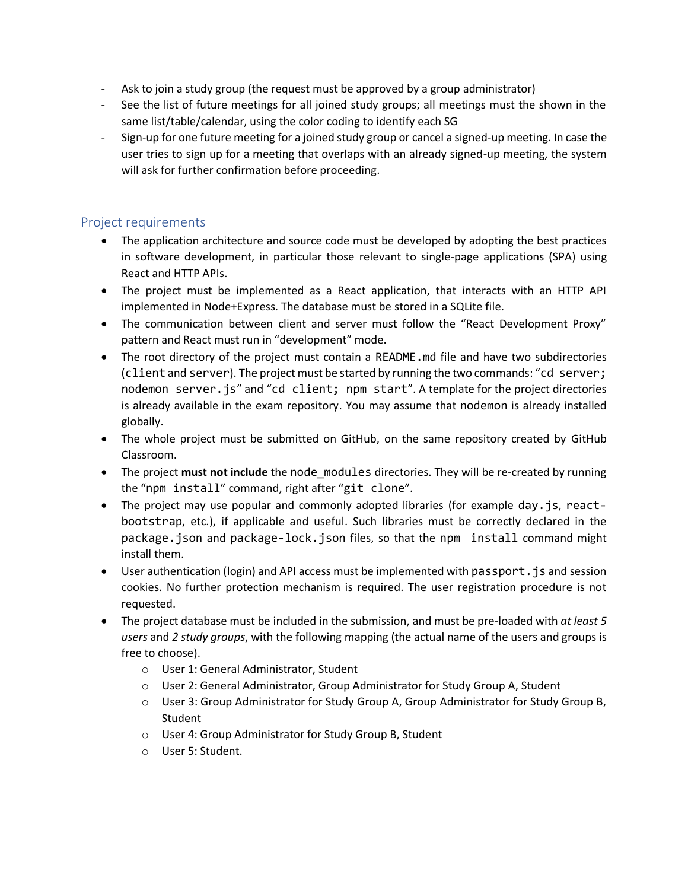- Ask to join a study group (the request must be approved by a group administrator)
- See the list of future meetings for all joined study groups; all meetings must the shown in the same list/table/calendar, using the color coding to identify each SG
- Sign-up for one future meeting for a joined study group or cancel a signed-up meeting. In case the user tries to sign up for a meeting that overlaps with an already signed-up meeting, the system will ask for further confirmation before proceeding.

## Project requirements

- The application architecture and source code must be developed by adopting the best practices in software development, in particular those relevant to single-page applications (SPA) using React and HTTP APIs.
- The project must be implemented as a React application, that interacts with an HTTP API implemented in Node+Express. The database must be stored in a SQLite file.
- The communication between client and server must follow the "React Development Proxy" pattern and React must run in "development" mode.
- The root directory of the project must contain a `README.md` file and have two subdirectories (`client` and `server`). The project must be started by running the two commands: "`cd server; nodemon server.js`" and "`cd client; npm start`". A template for the project directories is already available in the exam repository. You may assume that `nodemon` is already installed globally.
- The whole project must be submitted on GitHub, on the same repository created by GitHub Classroom.
- The project **must not include** the `node_modules` directories. They will be re-created by running the "`npm install`" command, right after "`git clone`".
- The project may use popular and commonly adopted libraries (for example `day.js`, `react-bootstrap`, etc.), if applicable and useful. Such libraries must be correctly declared in the `package.json` and `package-lock.json` files, so that the `npm install` command might install them.
- User authentication (login) and API access must be implemented with `passport.js` and session cookies. No further protection mechanism is required. The user registration procedure is not requested.
- The project database must be included in the submission, and must be pre-loaded with *at least 5 users* and *2 study groups*, with the following mapping (the actual name of the users and groups is free to choose).
  - User 1: General Administrator, Student
  - User 2: General Administrator, Group Administrator for Study Group A, Student
  - User 3: Group Administrator for Study Group A, Group Administrator for Study Group B, Student
  - User 4: Group Administrator for Study Group B, Student
  - User 5: Student.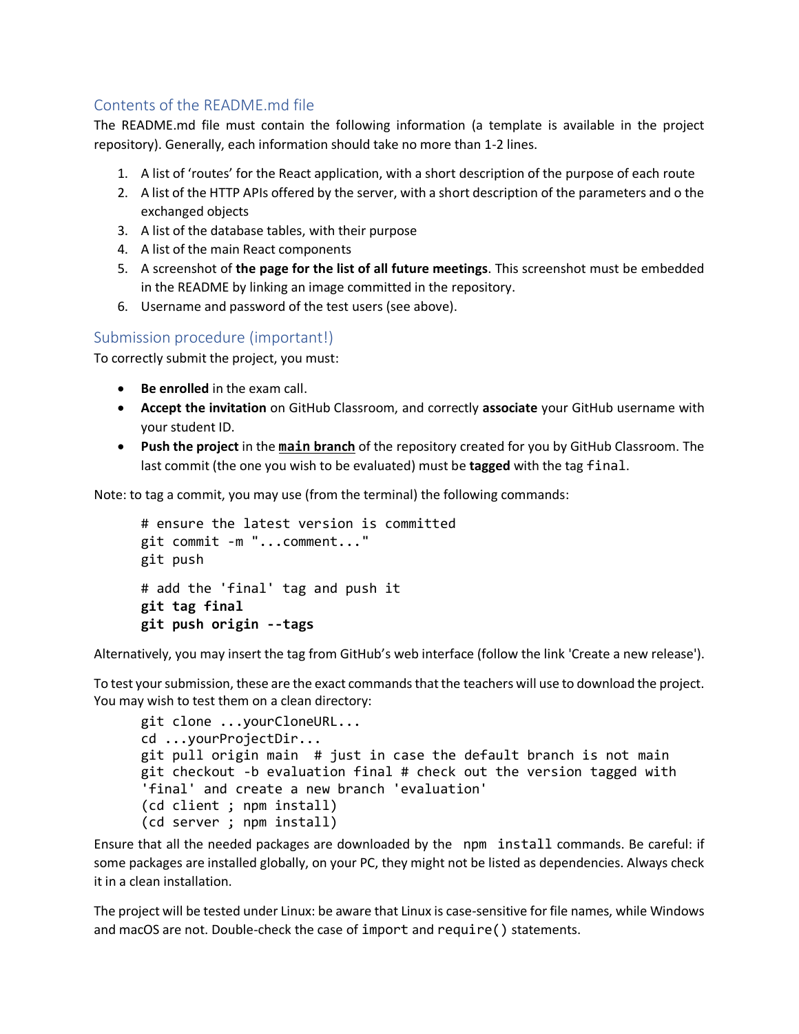## Contents of the README.md file

The README.md file must contain the following information (a template is available in the project repository). Generally, each information should take no more than 1-2 lines.

1. A list of 'routes' for the React application, with a short description of the purpose of each route
2. A list of the HTTP APIs offered by the server, with a short description of the parameters and o the exchanged objects
3. A list of the database tables, with their purpose
4. A list of the main React components
5. A screenshot of **the page for the list of all future meetings**. This screenshot must be embedded in the README by linking an image committed in the repository.
6. Username and password of the test users (see above).

## Submission procedure (important!)

To correctly submit the project, you must:

- **Be enrolled** in the exam call.
- **Accept the invitation** on GitHub Classroom, and correctly **associate** your GitHub username with your student ID.
- **Push the project** in the **`main` branch** of the repository created for you by GitHub Classroom. The last commit (the one you wish to be evaluated) must be **tagged** with the tag `final`.

Note: to tag a commit, you may use (from the terminal) the following commands:

```
# ensure the latest version is committed
git commit -m "...comment..."
git push

# add the 'final' tag and push it
git tag final
git push origin --tags
```

Alternatively, you may insert the tag from GitHub's web interface (follow the link 'Create a new release').

To test your submission, these are the exact commands that the teachers will use to download the project. You may wish to test them on a clean directory:

```
git clone ...yourCloneURL...
cd ...yourProjectDir...
git pull origin main  # just in case the default branch is not main
git checkout -b evaluation final # check out the version tagged with
'final' and create a new branch 'evaluation'
(cd client ; npm install)
(cd server ; npm install)
```

Ensure that all the needed packages are downloaded by the `npm install` commands. Be careful: if some packages are installed globally, on your PC, they might not be listed as dependencies. Always check it in a clean installation.

The project will be tested under Linux: be aware that Linux is case-sensitive for file names, while Windows and macOS are not. Double-check the case of `import` and `require()` statements.